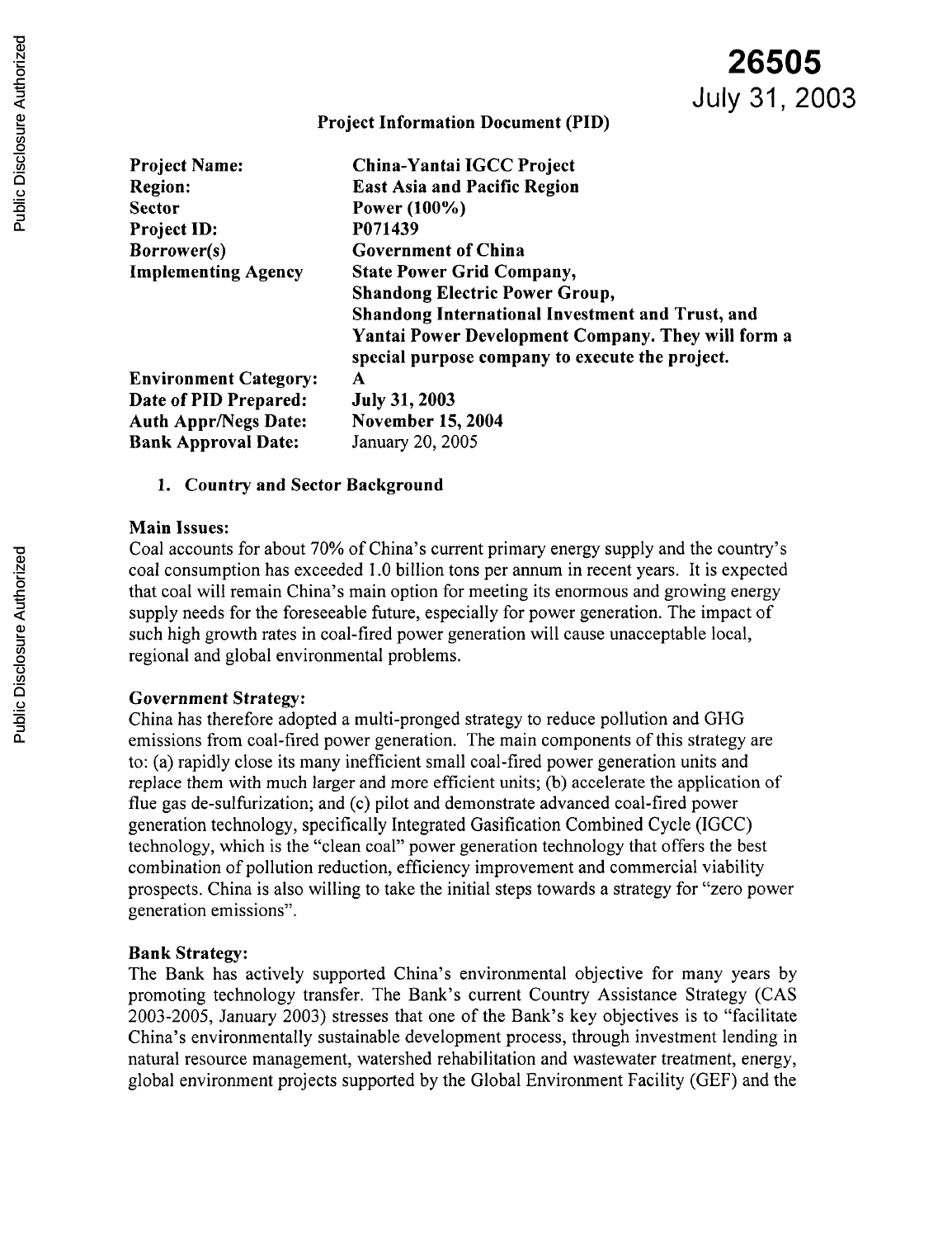**26505**
July 31, 2003

# Project Information Document (PID)

| | |
|---|---|
| **Project Name:** | **China-Yantai IGCC Project** |
| **Region:** | **East Asia and Pacific Region** |
| **Sector** | **Power (100%)** |
| **Project ID:** | **P071439** |
| **Borrower(s)** | **Government of China** |
| **Implementing Agency** | **State Power Grid Company, Shandong Electric Power Group, Shandong International Investment and Trust, and Yantai Power Development Company. They will form a special purpose company to execute the project.** |
| **Environment Category:** | **A** |
| **Date of PID Prepared:** | **July 31, 2003** |
| **Auth Appr/Negs Date:** | **November 15, 2004** |
| **Bank Approval Date:** | January 20, 2005 |

## 1. Country and Sector Background

**Main Issues:**

Coal accounts for about 70% of China's current primary energy supply and the country's coal consumption has exceeded 1.0 billion tons per annum in recent years. It is expected that coal will remain China's main option for meeting its enormous and growing energy supply needs for the foreseeable future, especially for power generation. The impact of such high growth rates in coal-fired power generation will cause unacceptable local, regional and global environmental problems.

**Government Strategy:**

China has therefore adopted a multi-pronged strategy to reduce pollution and GHG emissions from coal-fired power generation. The main components of this strategy are to: (a) rapidly close its many inefficient small coal-fired power generation units and replace them with much larger and more efficient units; (b) accelerate the application of flue gas de-sulfurization; and (c) pilot and demonstrate advanced coal-fired power generation technology, specifically Integrated Gasification Combined Cycle (IGCC) technology, which is the "clean coal" power generation technology that offers the best combination of pollution reduction, efficiency improvement and commercial viability prospects. China is also willing to take the initial steps towards a strategy for "zero power generation emissions".

**Bank Strategy:**

The Bank has actively supported China's environmental objective for many years by promoting technology transfer. The Bank's current Country Assistance Strategy (CAS 2003-2005, January 2003) stresses that one of the Bank's key objectives is to "facilitate China's environmentally sustainable development process, through investment lending in natural resource management, watershed rehabilitation and wastewater treatment, energy, global environment projects supported by the Global Environment Facility (GEF) and the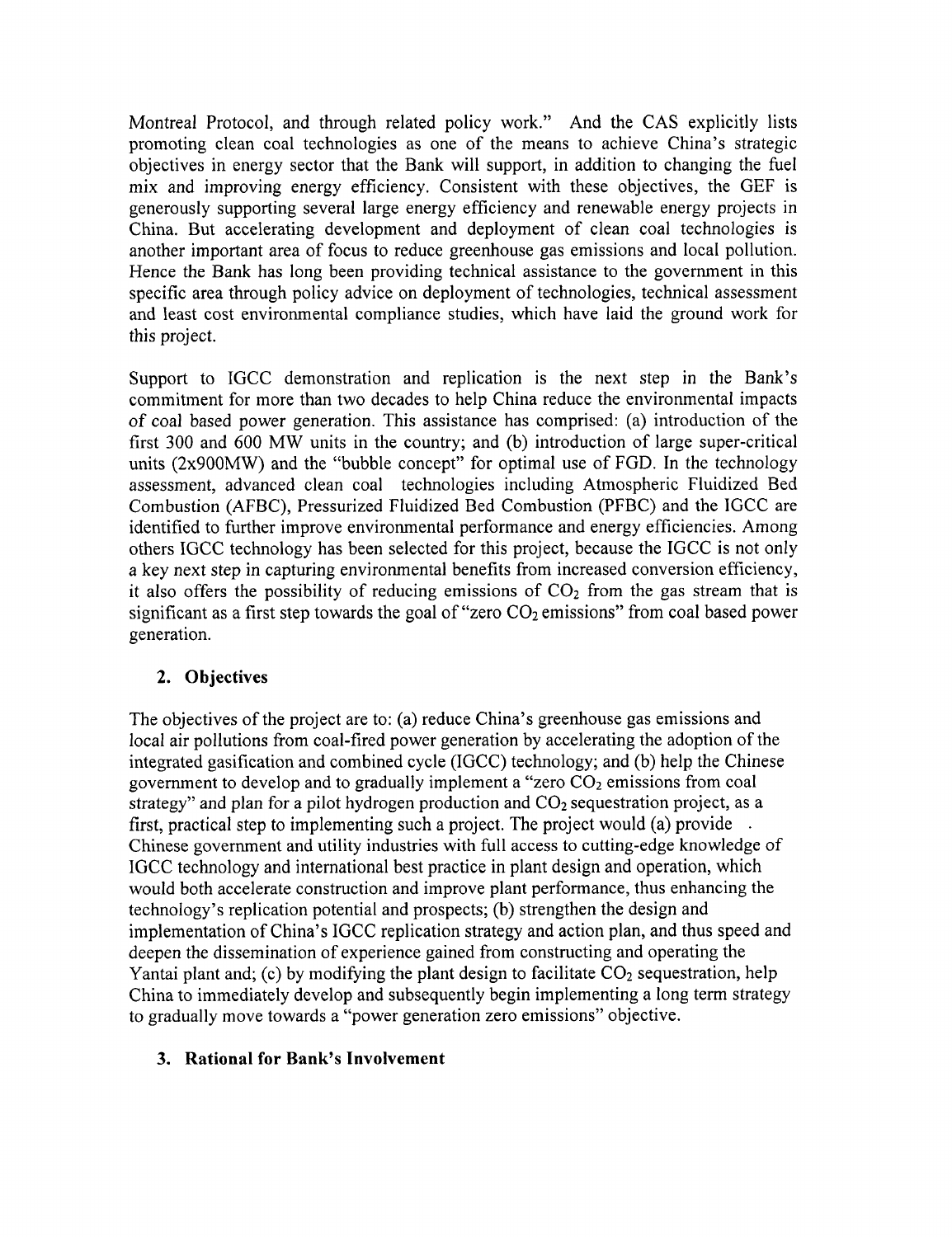Montreal Protocol, and through related policy work." And the CAS explicitly lists promoting clean coal technologies as one of the means to achieve China's strategic objectives in energy sector that the Bank will support, in addition to changing the fuel mix and improving energy efficiency. Consistent with these objectives, the GEF is generously supporting several large energy efficiency and renewable energy projects in China. But accelerating development and deployment of clean coal technologies is another important area of focus to reduce greenhouse gas emissions and local pollution. Hence the Bank has long been providing technical assistance to the government in this specific area through policy advice on deployment of technologies, technical assessment and least cost environmental compliance studies, which have laid the ground work for this project.

Support to IGCC demonstration and replication is the next step in the Bank's commitment for more than two decades to help China reduce the environmental impacts of coal based power generation. This assistance has comprised: (a) introduction of the first 300 and 600 MW units in the country; and (b) introduction of large super-critical units (2x900MW) and the "bubble concept" for optimal use of FGD. In the technology assessment, advanced clean coal technologies including Atmospheric Fluidized Bed Combustion (AFBC), Pressurized Fluidized Bed Combustion (PFBC) and the IGCC are identified to further improve environmental performance and energy efficiencies. Among others IGCC technology has been selected for this project, because the IGCC is not only a key next step in capturing environmental benefits from increased conversion efficiency, it also offers the possibility of reducing emissions of $CO_2$ from the gas stream that is significant as a first step towards the goal of "zero $CO_2$ emissions" from coal based power generation.

## 2. Objectives

The objectives of the project are to: (a) reduce China's greenhouse gas emissions and local air pollutions from coal-fired power generation by accelerating the adoption of the integrated gasification and combined cycle (IGCC) technology; and (b) help the Chinese government to develop and to gradually implement a "zero $CO_2$ emissions from coal strategy" and plan for a pilot hydrogen production and $CO_2$ sequestration project, as a first, practical step to implementing such a project. The project would (a) provide Chinese government and utility industries with full access to cutting-edge knowledge of IGCC technology and international best practice in plant design and operation, which would both accelerate construction and improve plant performance, thus enhancing the technology's replication potential and prospects; (b) strengthen the design and implementation of China's IGCC replication strategy and action plan, and thus speed and deepen the dissemination of experience gained from constructing and operating the Yantai plant and; (c) by modifying the plant design to facilitate $CO_2$ sequestration, help China to immediately develop and subsequently begin implementing a long term strategy to gradually move towards a "power generation zero emissions" objective.

## 3. Rational for Bank's Involvement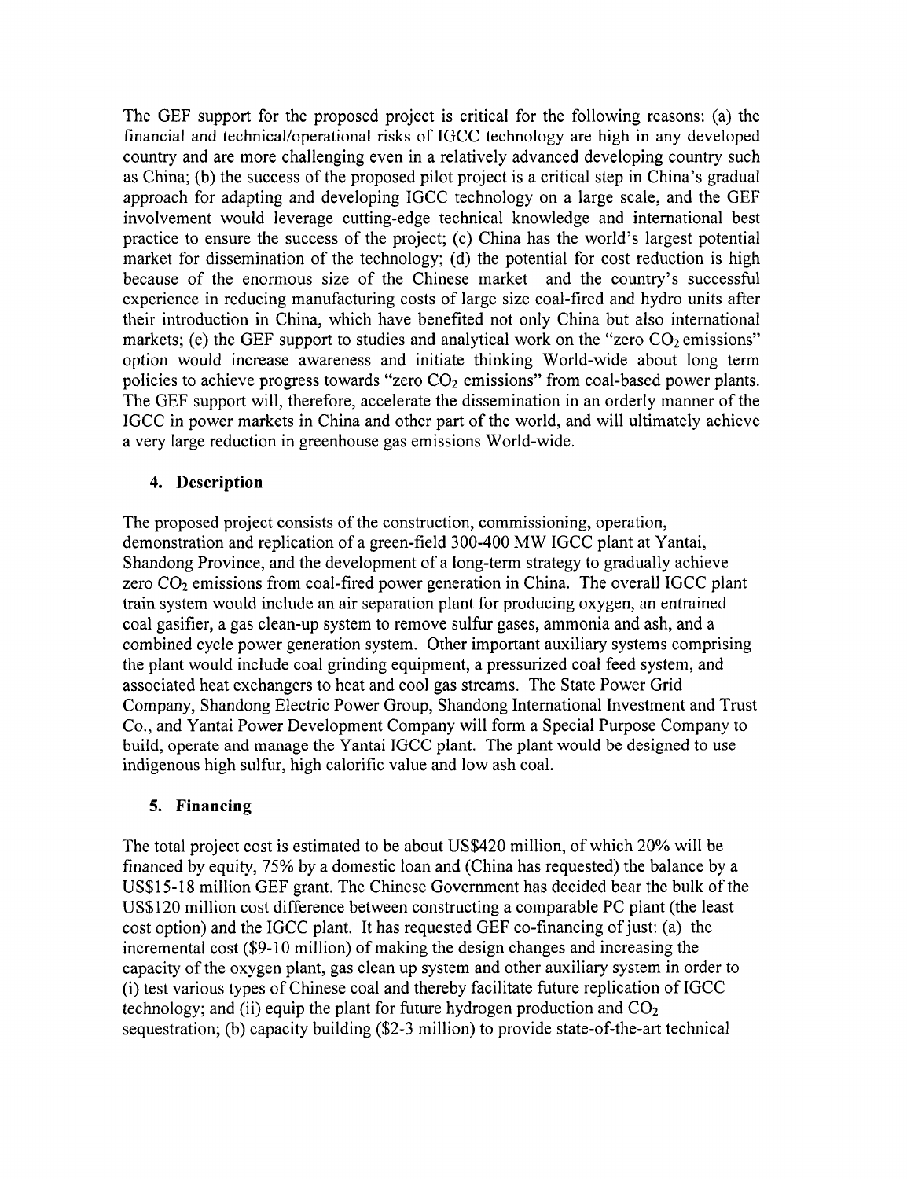The GEF support for the proposed project is critical for the following reasons: (a) the financial and technical/operational risks of IGCC technology are high in any developed country and are more challenging even in a relatively advanced developing country such as China; (b) the success of the proposed pilot project is a critical step in China's gradual approach for adapting and developing IGCC technology on a large scale, and the GEF involvement would leverage cutting-edge technical knowledge and international best practice to ensure the success of the project; (c) China has the world's largest potential market for dissemination of the technology; (d) the potential for cost reduction is high because of the enormous size of the Chinese market and the country's successful experience in reducing manufacturing costs of large size coal-fired and hydro units after their introduction in China, which have benefited not only China but also international markets; (e) the GEF support to studies and analytical work on the "zero $CO_2$ emissions" option would increase awareness and initiate thinking World-wide about long term policies to achieve progress towards "zero $CO_2$ emissions" from coal-based power plants. The GEF support will, therefore, accelerate the dissemination in an orderly manner of the IGCC in power markets in China and other part of the world, and will ultimately achieve a very large reduction in greenhouse gas emissions World-wide.

## 4. Description

The proposed project consists of the construction, commissioning, operation, demonstration and replication of a green-field 300-400 MW IGCC plant at Yantai, Shandong Province, and the development of a long-term strategy to gradually achieve zero $CO_2$ emissions from coal-fired power generation in China. The overall IGCC plant train system would include an air separation plant for producing oxygen, an entrained coal gasifier, a gas clean-up system to remove sulfur gases, ammonia and ash, and a combined cycle power generation system. Other important auxiliary systems comprising the plant would include coal grinding equipment, a pressurized coal feed system, and associated heat exchangers to heat and cool gas streams. The State Power Grid Company, Shandong Electric Power Group, Shandong International Investment and Trust Co., and Yantai Power Development Company will form a Special Purpose Company to build, operate and manage the Yantai IGCC plant. The plant would be designed to use indigenous high sulfur, high calorific value and low ash coal.

## 5. Financing

The total project cost is estimated to be about US$420 million, of which 20% will be financed by equity, 75% by a domestic loan and (China has requested) the balance by a US$15-18 million GEF grant. The Chinese Government has decided bear the bulk of the US$120 million cost difference between constructing a comparable PC plant (the least cost option) and the IGCC plant. It has requested GEF co-financing of just: (a) the incremental cost ($9-10 million) of making the design changes and increasing the capacity of the oxygen plant, gas clean up system and other auxiliary system in order to (i) test various types of Chinese coal and thereby facilitate future replication of IGCC technology; and (ii) equip the plant for future hydrogen production and $CO_2$ sequestration; (b) capacity building ($2-3 million) to provide state-of-the-art technical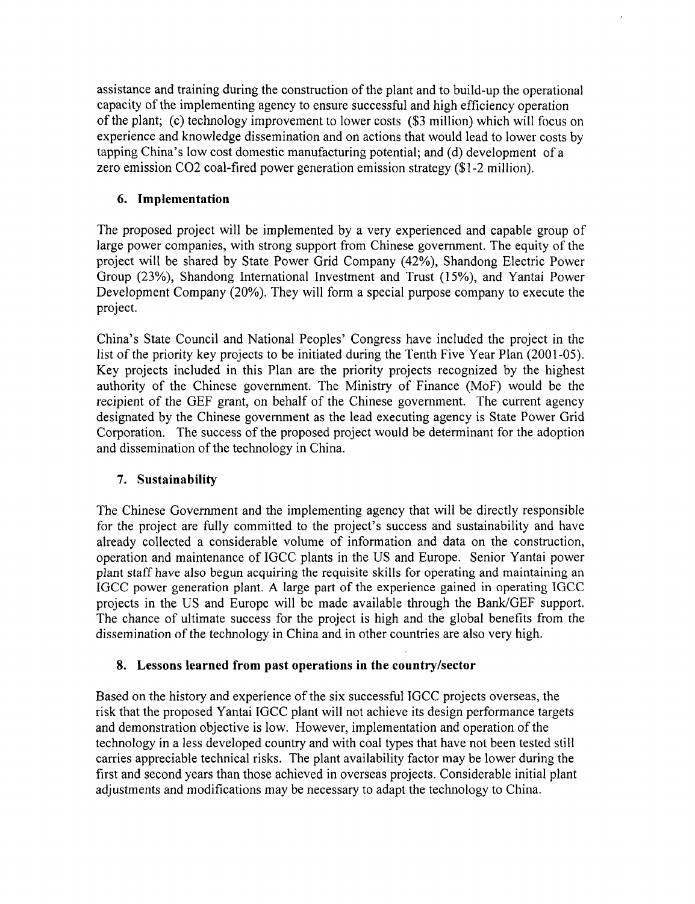assistance and training during the construction of the plant and to build-up the operational capacity of the implementing agency to ensure successful and high efficiency operation of the plant; (c) technology improvement to lower successful costs ($3 million) which will focus on experience and knowledge dissemination and on actions that would lead to lower costs by tapping China's low cost domestic manufacturing potential; and (d) development of a zero emission $CO_2$ coal-fired power generation emission strategy ($1-2 million).

## 6. Implementation

The proposed project will be implemented by a very experienced and capable group of large power companies, with strong support from Chinese government. The equity of the project will be shared by State Power Grid Company (42%), Shandong Electric Power Group (23%), Shandong International Investment and Trust (15%), and Yantai Power Development Company (20%). They will form a special purpose company to execute the project.

China's State Council and National Peoples' Congress have included the project in the list of the priority key projects to be initiated during the Tenth Five Year Plan (2001-05). Key projects included in this Plan are the priority projects recognized by the highest authority of the Chinese government. The Ministry of Finance (MoF) would be the recipient of the GEF grant, on behalf of the Chinese government. The current agency designated by the Chinese government as the lead executing agency is State Power Grid Corporation. The success of the proposed project would be determinant for the adoption and dissemination of the technology in China.

## 7. Sustainability

The Chinese Government and the implementing agency that will be directly responsible for the project are fully committed to the project's success and sustainability and have already collected a considerable volume of information and data on the construction, operation and maintenance of IGCC plants in the US and Europe. Senior Yantai power plant staff have also begun acquiring the requisite skills for operating and maintaining an IGCC power generation plant. A large part of the experience gained in operating IGCC projects in the US and Europe will be made available through the Bank/GEF support. The chance of ultimate success for the project is high and the global benefits from the dissemination of the technology in China and in other countries are also very high.

## 8. Lessons learned from past operations in the country/sector

Based on the history and experience of the six successful IGCC projects overseas, the risk that the proposed Yantai IGCC plant will not achieve its design performance targets and demonstration objective is low. However, implementation and operation of the technology in a less developed country and with coal types that have not been tested still carries appreciable technical risks. The plant availability factor may be lower during the first and second years than those achieved in overseas projects. Considerable initial plant adjustments and modifications may be necessary to adapt the technology to China.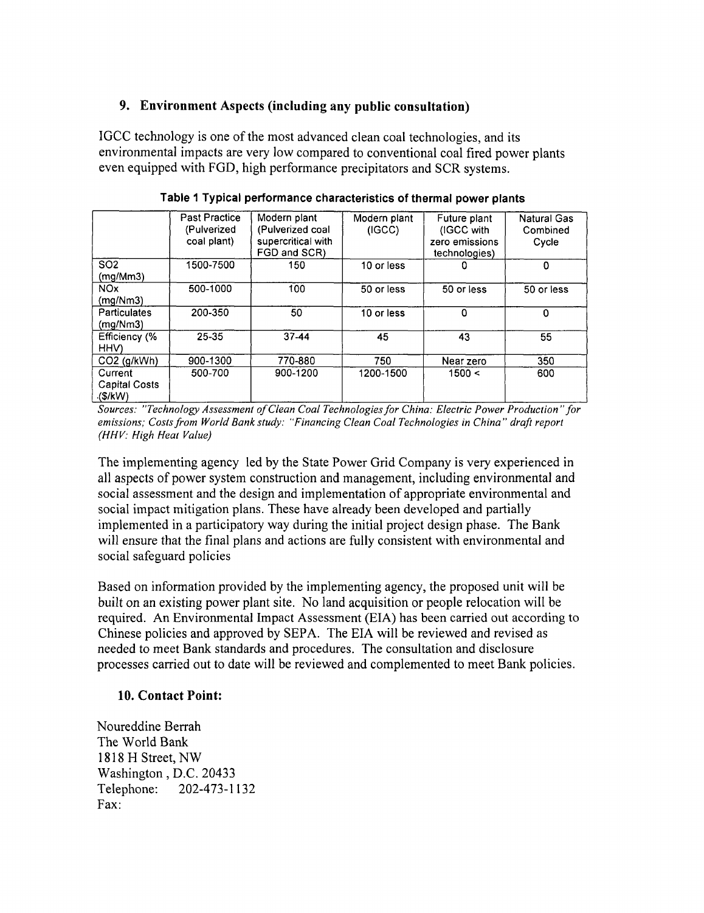## 9. Environment Aspects (including any public consultation)

IGCC technology is one of the most advanced clean coal technologies, and its environmental impacts are very low compared to conventional coal fired power plants even equipped with FGD, high performance precipitators and SCR systems.

**Table 1 Typical performance characteristics of thermal power plants**

| | Past Practice (Pulverized coal plant) | Modern plant (Pulverized coal supercritical with FGD and SCR) | Modern plant (IGCC) | Future plant (IGCC with zero emissions technologies) | Natural Gas Combined Cycle |
|---|---|---|---|---|---|
| $SO_2$ (mg/Mm3) | 1500-7500 | 150 | 10 or less | 0 | 0 |
| NOx (mg/Nm3) | 500-1000 | 100 | 50 or less | 50 or less | 50 or less |
| Particulates (mg/Nm3) | 200-350 | 50 | 10 or less | 0 | 0 |
| Efficiency (% HHV) | 25-35 | 37-44 | 45 | 43 | 55 |
| $CO_2$ (g/kWh) | 900-1300 | 770-880 | 750 | Near zero | 350 |
| Current Capital Costs ($/kW) | 500-700 | 900-1200 | 1200-1500 | 1500 < | 600 |

*Sources: "Technology Assessment of Clean Coal Technologies for China: Electric Power Production" for emissions; Costs from World Bank study: "Financing Clean Coal Technologies in China" draft report (HHV: High Heat Value)*

The implementing agency led by the State Power Grid Company is very experienced in all aspects of power system construction and management, including environmental and social assessment and the design and implementation of appropriate environmental and social impact mitigation plans. These have already been developed and partially implemented in a participatory way during the initial project design phase. The Bank will ensure that the final plans and actions are fully consistent with environmental and social safeguard policies

Based on information provided by the implementing agency, the proposed unit will be built on an existing power plant site. No land acquisition or people relocation will be required. An Environmental Impact Assessment (EIA) has been carried out according to Chinese policies and approved by SEPA. The EIA will be reviewed and revised as needed to meet Bank standards and procedures. The consultation and disclosure processes carried out to date will be reviewed and complemented to meet Bank policies.

## 10. Contact Point:

Noureddine Berrah
The World Bank
1818 H Street, NW
Washington , D.C. 20433
Telephone: 202-473-1132
Fax: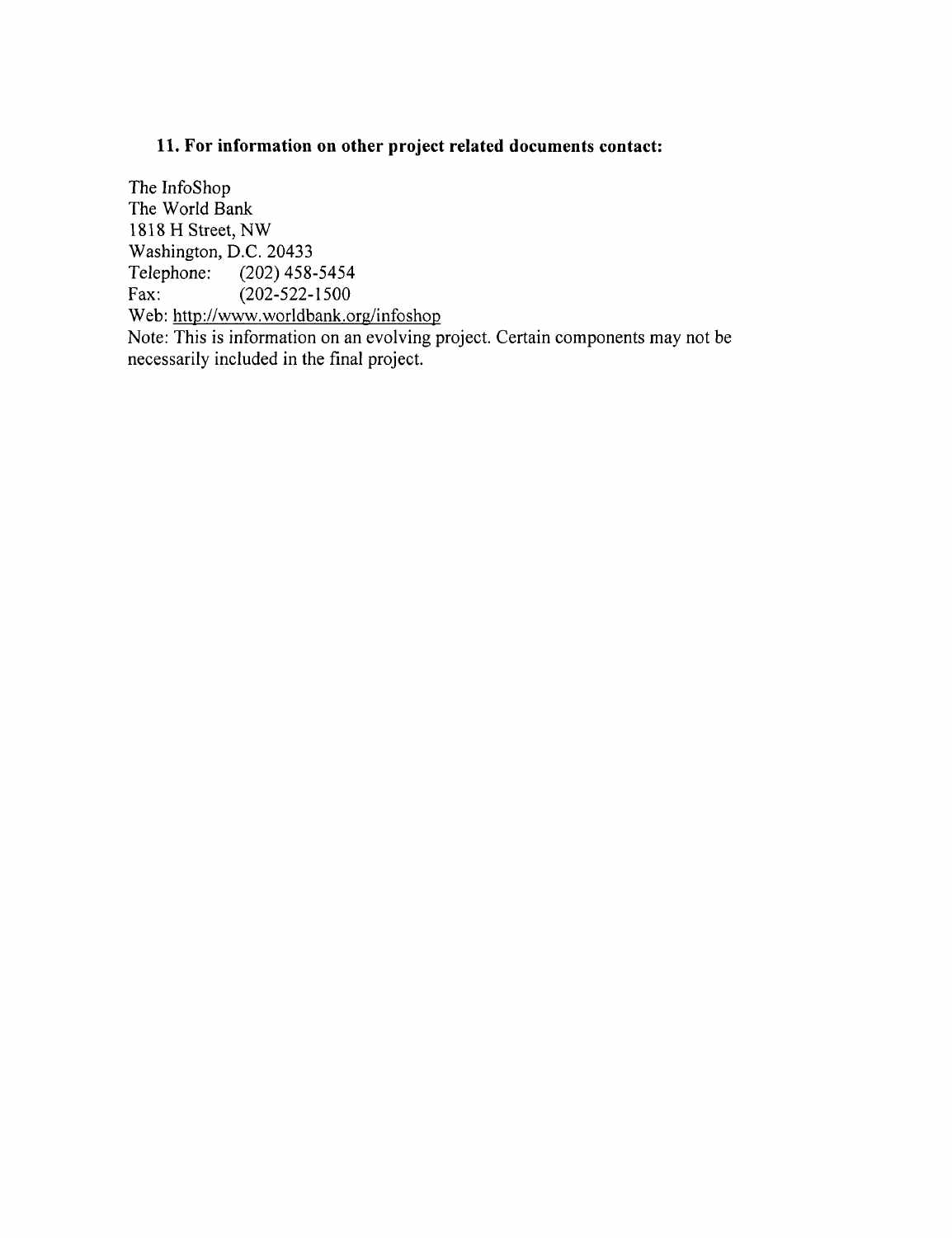### 11. For information on other project related documents contact:

The InfoShop  
The World Bank  
1818 H Street, NW  
Washington, D.C. 20433  
Telephone: (202) 458-5454  
Fax: (202-522-1500  
Web: http://www.worldbank.org/infoshop  
Note: This is information on an evolving project. Certain components may not be necessarily included in the final project.